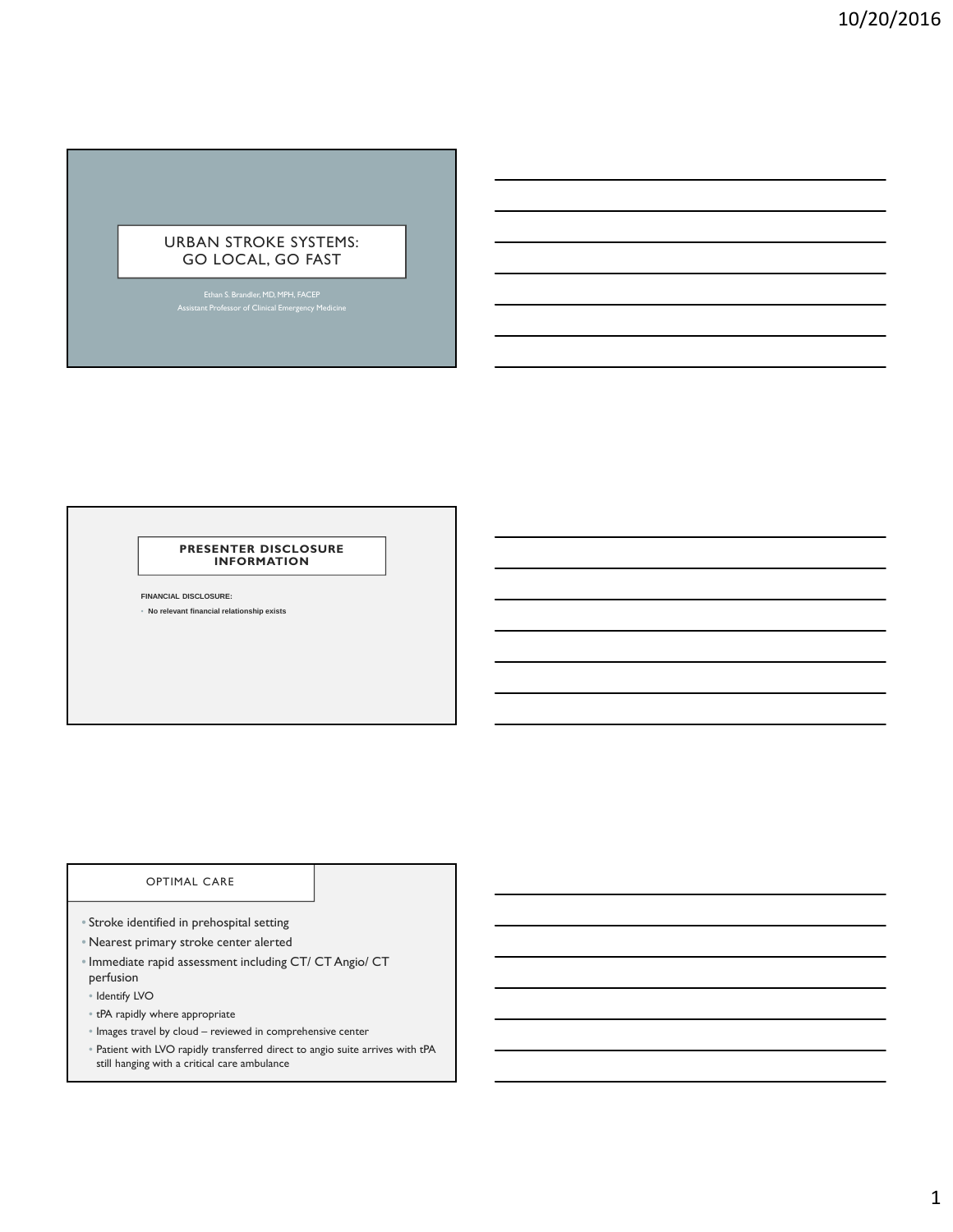# URBAN STROKE SYSTEMS: GO LOCAL, GO FAST

Ethan S. Brandler, MD, MPH, FACEP
Assistant Professor of Clinical Emergency Medicine

## PRESENTER DISCLOSURE INFORMATION

**FINANCIAL DISCLOSURE:**

- **No relevant financial relationship exists**

## OPTIMAL CARE

- Stroke identified in prehospital setting
- Nearest primary stroke center alerted
- Immediate rapid assessment including CT/ CT Angio/ CT perfusion
  - Identify LVO
  - tPA rapidly where appropriate
  - Images travel by cloud – reviewed in comprehensive center
  - Patient with LVO rapidly transferred direct to angio suite arrives with tPA still hanging with a critical care ambulance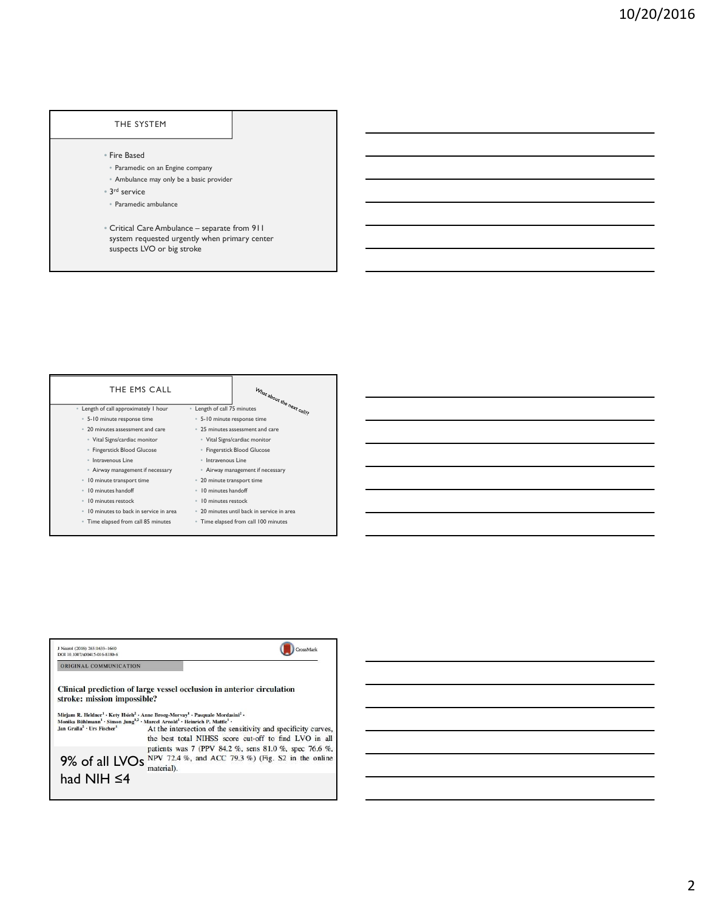## THE SYSTEM

- Fire Based
  - Paramedic on an Engine company
  - Ambulance may only be a basic provider
- 3rd service
  - Paramedic ambulance
- Critical Care Ambulance – separate from 911 system requested urgently when primary center suspects LVO or big stroke

## THE EMS CALL

*What about the next call??*

- Length of call approximately 1 hour
  - 5-10 minute response time
  - 20 minutes assessment and care
    - Vital Signs/cardiac monitor
    - Fingerstick Blood Glucose
    - Intravenous Line
    - Airway management if necessary
  - 10 minute transport time
  - 10 minutes handoff
  - 10 minutes restock
  - 10 minutes to back in service in area
  - Time elapsed from call 85 minutes

- Length of call 75 minutes
  - 5-10 minute response time
  - 25 minutes assessment and care
    - Vital Signs/cardiac monitor
    - Fingerstick Blood Glucose
    - Intravenous Line
    - Airway management if necessary
  - 20 minute transport time
  - 10 minutes handoff
  - 10 minutes restock
  - 20 minutes until back in service in area
  - Time elapsed from call 100 minutes

J Neurol (2016) 263:1633–1640
DOI 10.1007/s00415-016-8180-6

ORIGINAL COMMUNICATION

**Clinical prediction of large vessel occlusion in anterior circulation stroke: mission impossible?**

Mirjam R. Heldner[1] · Kety Hsieh[2] · Anne Broeg-Morvay[1] · Pasquale Mordasini[2] · Monika Bühlmann[1] · Simon Jung[1,2] · Marcel Arnold[1] · Heinrich P. Mattle[1] · Jan Gralla[2] · Urs Fischer[1]

At the intersection of the sensitivity and specificity curves, the best total NIHSS score cut-off to find LVO in all patients was 7 (PPV 84.2 %, sens 81.0 %, spec 76.6 %, NPV 72.4 %, and ACC 79.3 %) (Fig. S2 in the online material).

9% of all LVOs had NIH ≤4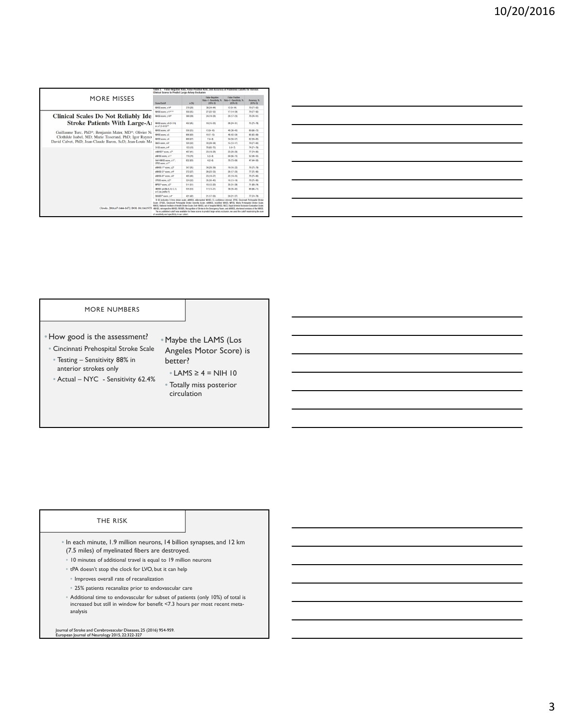## MORE MISSES

**Clinical Scales Do Not Reliably Identify Acute Ischemic Stroke Patients With Large-Artery Occlusion**

Guillaume Turc, PhD*; Benjamin Maïer, MD*; Olivier Naggara; Clothilde Isabel, MD; Marie Tisserand, PhD; Igor Raynouard; David Calvet, PhD; Jean-Claude Baron, ScD; Jean-Louis Mas

(Stroke. 2016;47:1466-1472. DOI: 10.1161/STROKEAHA.116.013144)

Table 3. False-Negative Rate, False-Positive Rate, and Accuracy of Published Cutoffs for Various Clinical Scores to Predict Large-Artery Occlusion

| Score/Cutoff | n (%) | False-Negative Rate=1−Sensitivity, % (95% CI) | False-Positive Rate=1−Specificity, % (95% CI) | Accuracy, % (95% CI) |
|---|---|---|---|---|
| NIHSS score, ≥14* | 278 (28) | 38 (34–44) | 12 (9–14) | 79 (77–82) |
| NIHSS score, ≥11 | 358 (35) | 27 (22–32) | 17 (14–20) | 79 (77–82) |
| NIHSS score, ≥10* | 388 (39) | 24 (19–29) | 20 (17–23) | 78 (76–81) |
| NIHSS score, ≥8 (0–3 h) or ≥7 (3–6 h)* | 452 (45) | 19 (15–23) | 28 (24–31) | 75 (73–78) |
| NIHSS score, ≥6* | 556 (55) | 13 (9–16) | 40 (36–43) | 69 (66–72) |
| NIHSS score, ≥5 | 606 (60) | 10 (7–13) | 46 (42–50) | 65 (62–68) |
| NIHSS score, ≥4 | 669 (67) | 7 (4–9) | 54 (50–57) | 62 (59–65) |
| 6ISS score, ≥4* | 320 (32) | 30 (26–38) | 15 (13–17) | 79 (77–82) |
| 3I-SS score, ≥4* | 133 (13) | 70 (65–75) | 5 (4–7) | 74 (71–76) |
| mNIHSS* score, ≥7* | 402 (41) | 23 (19–28) | 23 (20–26) | 77 (74–80) |
| sNIHSS score, ≥1* | 770 (78) | 5 (3–8) | 68 (66–73) | 52 (49–55) |
| 0aFl-NIHSS score, ≥1*; CPSS score, ≥1* | 852 (83) | 4 (2–6) | 76 (73–80) | 47 (44–50) |
| sNIHSS-1* score, ≥2* | 347 (35) | 34 (29–39) | 19 (16–22) | 76 (73–78) |
| sNIHSS-5* score, ≥4* | 372 (37) | 28 (23–33) | 20 (17–23) | 77 (75–80) |
| sNIHSS-8* score, ≥6* | 405 (40) | 23 (18–27) | 22 (19–25) | 78 (75–80) |
| CPSSS score, ≥2* | 324 (32) | 35 (30–40) | 16 (13–19) | 78 (75–80) |
| MPSS* score, ≥2* | 511 (51) | 16 (12–20) | 35 (31–38) | 71 (69–74) |
| rNIHSS; profile A, B, C, D, or E (vs profile F) | 535 (53) | 17 (13–21) | 39 (35–42) | 68 (66–71) |
| RISSER* score, ≥4* | 421 (42) | 21 (17–26) | 24 (21–27) | 77 (74–79) |

3I-SS indicates 3-item stroke scale; aNIHSS, abbreviated NIHSS; CI, confidence interval; CPSS, Cincinnati Prehospital Stroke Scale; CPSSS, Cincinnati Prehospital Stroke Severity Scale; mNIHSS, modified NIHSS; MPSS, Maria Prehospital Stroke Scale; NIHSS, National Institute of Health Stroke Scale; 0aFl-NIHSS, out of hospital NIHSS; 6ISS, Rapid Arterial Occlusion Evaluation Scale; rNIHSS, retrospective NIHSS; RISSER, Recognition of Stroke in the Emergency Room; and sNIHSS, shortened versions of the NIHSS.
*As no published cutoff was available for these scores to predict large-artery occlusion, we used the cutoff maximizing the sum of sensitivity and specificity in our cohort.

## MORE NUMBERS

- How good is the assessment?
  - Cincinnati Prehospital Stroke Scale
    - Testing – Sensitivity 88% in anterior strokes only
    - Actual – NYC - Sensitivity 62.4%
- Maybe the LAMS (Los Angeles Motor Score) is better?
  - LAMS ≥ 4 = NIH 10
  - Totally miss posterior circulation

## THE RISK

- In each minute, 1.9 million neurons, 14 billion synapses, and 12 km (7.5 miles) of myelinated fibers are destroyed.
  - 10 minutes of additional travel is equal to 19 million neurons
  - tPA doesn't stop the clock for LVO, but it can help
    - Improves overall rate of recanalization
    - 25% patients recanalize prior to endovascular care
  - Additional time to endovascular for subset of patients (only 10%) of total is increased but still in window for benefit <7.3 hours per most recent meta-analysis

Journal of Stroke and Cerebrovascular Diseases, 25 (2016) 954-959.
European Journal of Neurology 2015, 22:322-327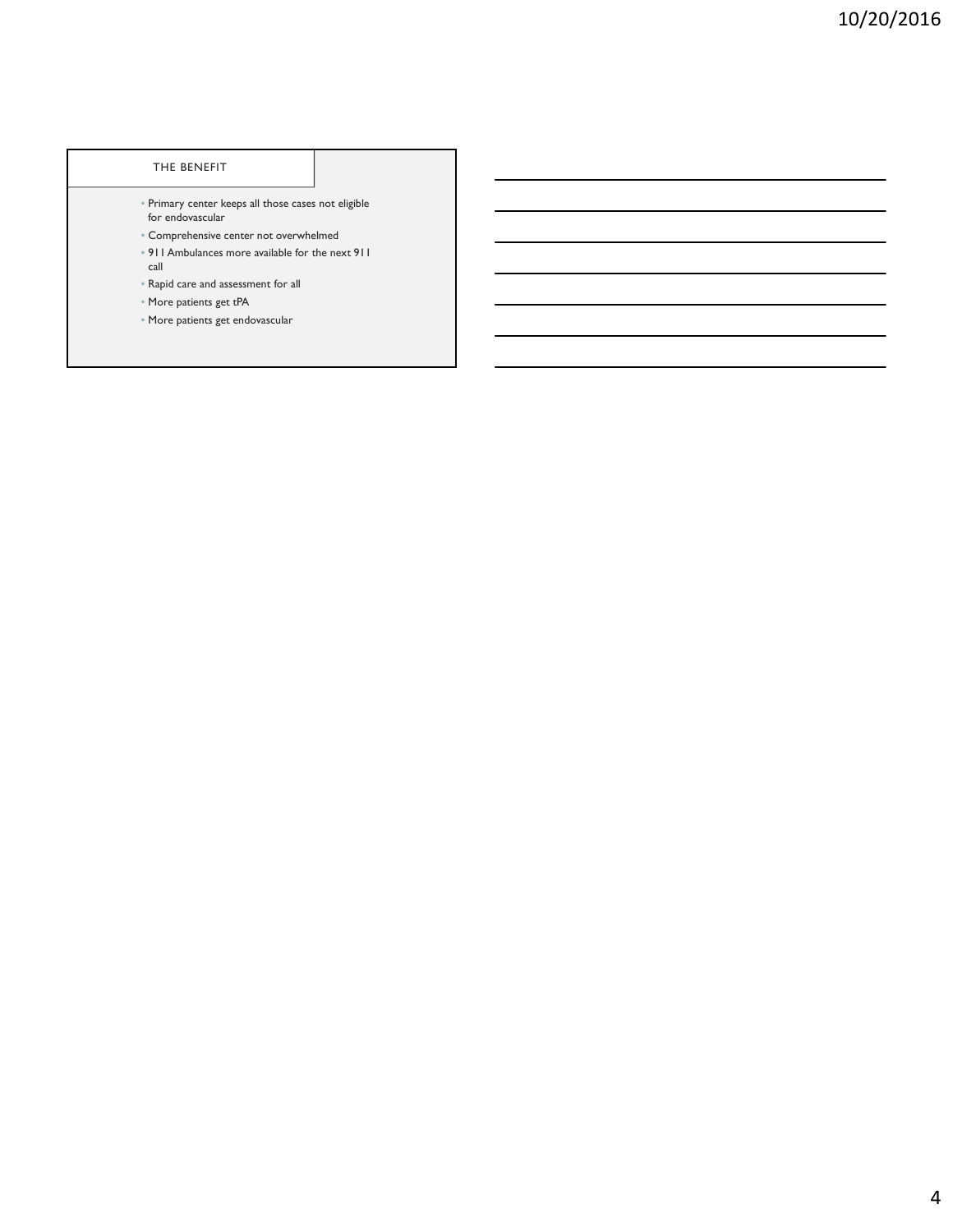## THE BENEFIT

- Primary center keeps all those cases not eligible for endovascular
- Comprehensive center not overwhelmed
- 911 Ambulances more available for the next 911 call
- Rapid care and assessment for all
- More patients get tPA
- More patients get endovascular